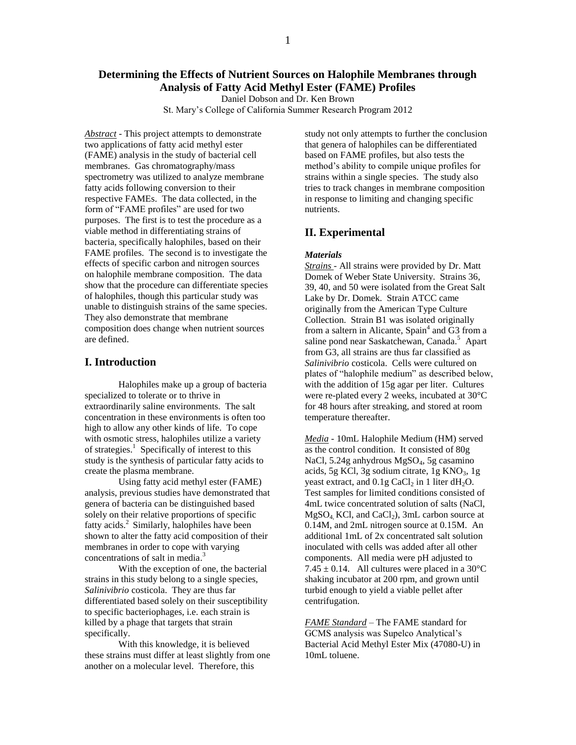# Determining the Effects of Nutrient Sources on Halophile Membranes through Analysis of Fatty Acid Methyl Ester (FAME) Profiles

Daniel Dobson and Dr. Ken Brown

St. Mary's College of California Summer Research Program 2012

*Abstract* - This project attempts to demonstrate two applications of fatty acid methyl ester (FAME) analysis in the study of bacterial cell membranes. Gas chromatography/mass spectrometry was utilized to analyze membrane fatty acids following conversion to their respective FAMEs. The data collected, in the form of "FAME profiles" are used for two purposes. The first is to test the procedure as a viable method in differentiating strains of bacteria, specifically halophiles, based on their FAME profiles. The second is to investigate the effects of specific carbon and nitrogen sources on halophile membrane composition. The data show that the procedure can differentiate species of halophiles, though this particular study was unable to distinguish strains of the same species. They also demonstrate that membrane composition does change when nutrient sources are defined.

## I. Introduction

Halophiles make up a group of bacteria specialized to tolerate or to thrive in extraordinarily saline environments. The salt concentration in these environments is often too high to allow any other kinds of life. To cope with osmotic stress, halophiles utilize a variety of strategies.[1] Specifically of interest to this study is the synthesis of particular fatty acids to create the plasma membrane.

Using fatty acid methyl ester (FAME) analysis, previous studies have demonstrated that genera of bacteria can be distinguished based solely on their relative proportions of specific fatty acids.[2] Similarly, halophiles have been shown to alter the fatty acid composition of their membranes in order to cope with varying concentrations of salt in media.[3]

With the exception of one, the bacterial strains in this study belong to a single species, *Salinivibrio* costicola. They are thus far differentiated based solely on their susceptibility to specific bacteriophages, i.e. each strain is killed by a phage that targets that strain specifically.

With this knowledge, it is believed these strains must differ at least slightly from one another on a molecular level. Therefore, this study not only attempts to further the conclusion that genera of halophiles can be differentiated based on FAME profiles, but also tests the method's ability to compile unique profiles for strains within a single species. The study also tries to track changes in membrane composition in response to limiting and changing specific nutrients.

## II. Experimental

### *Materials*

*Strains* - All strains were provided by Dr. Matt Domek of Weber State University. Strains 36, 39, 40, and 50 were isolated from the Great Salt Lake by Dr. Domek. Strain ATCC came originally from the American Type Culture Collection. Strain B1 was isolated originally from a saltern in Alicante, Spain[4] and G3 from a saline pond near Saskatchewan, Canada.[5] Apart from G3, all strains are thus far classified as *Salinivibrio* costicola. Cells were cultured on plates of "halophile medium" as described below, with the addition of 15g agar per liter. Cultures were re-plated every 2 weeks, incubated at 30°C for 48 hours after streaking, and stored at room temperature thereafter.

*Media* - 10mL Halophile Medium (HM) served as the control condition. It consisted of 80g NaCl, 5.24g anhydrous $MgSO_4$, 5g casamino acids, 5g KCl, 3g sodium citrate, 1g $KNO_3$, 1g yeast extract, and 0.1g $CaCl_2$ in 1 liter $dH_2O$. Test samples for limited conditions consisted of 4mL twice concentrated solution of salts (NaCl, $MgSO_4$, KCl, and $CaCl_2$), 3mL carbon source at 0.14M, and 2mL nitrogen source at 0.15M. An additional 1mL of 2x concentrated salt solution inoculated with cells was added after all other components. All media were pH adjusted to $7.45 \pm 0.14$. All cultures were placed in a 30°C shaking incubator at 200 rpm, and grown until turbid enough to yield a viable pellet after centrifugation.

*FAME Standard* – The FAME standard for GCMS analysis was Supelco Analytical's Bacterial Acid Methyl Ester Mix (47080-U) in 10mL toluene.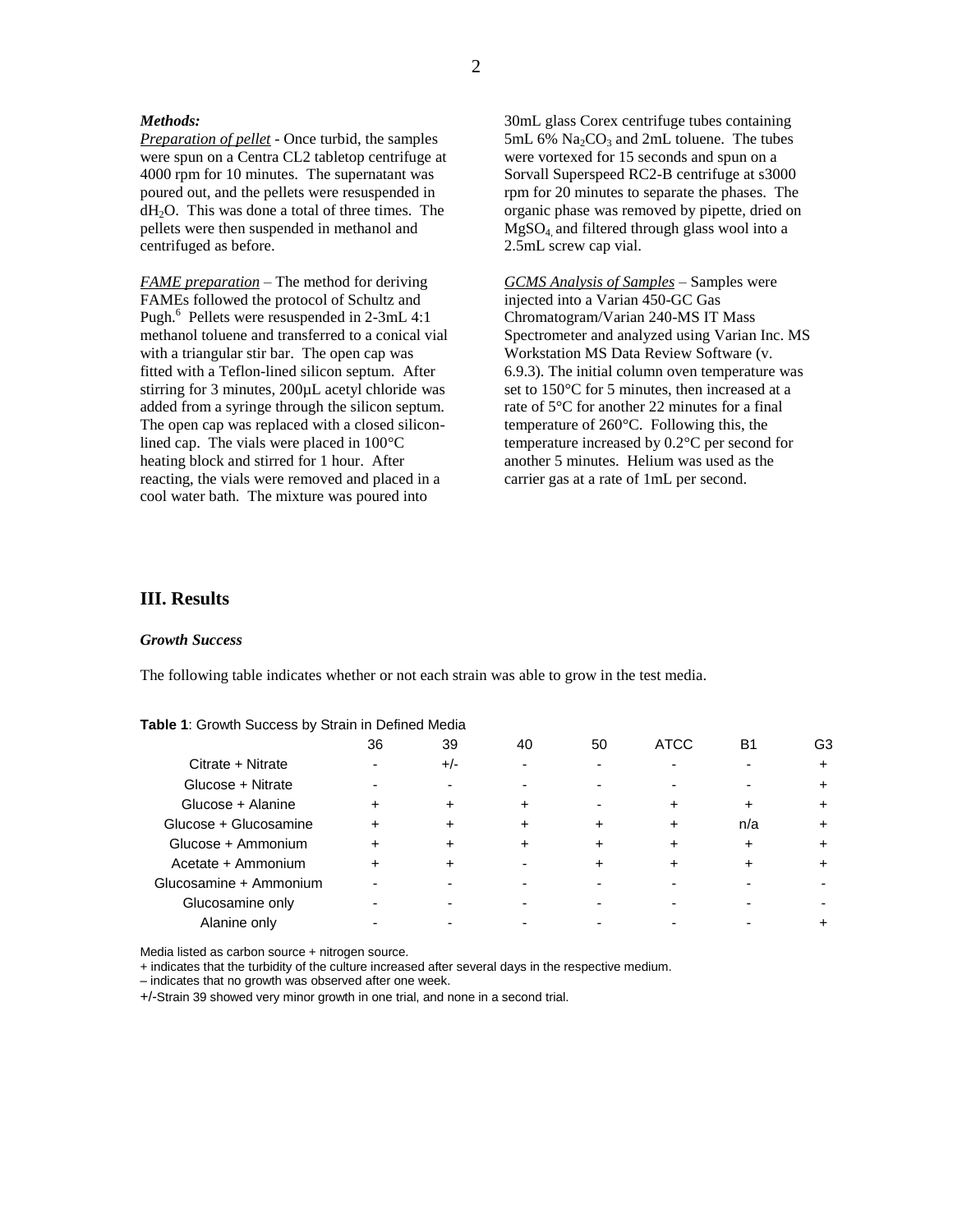***Methods:***

*Preparation of pellet* - Once turbid, the samples were spun on a Centra CL2 tabletop centrifuge at 4000 rpm for 10 minutes. The supernatant was poured out, and the pellets were resuspended in $dH_2O$. This was done a total of three times. The pellets were then suspended in methanol and centrifuged as before.

*FAME preparation* – The method for deriving FAMEs followed the protocol of Schultz and Pugh.[6] Pellets were resuspended in 2-3mL 4:1 methanol toluene and transferred to a conical vial with a triangular stir bar. The open cap was fitted with a Teflon-lined silicon septum. After stirring for 3 minutes, 200µL acetyl chloride was added from a syringe through the silicon septum. The open cap was replaced with a closed silicon-lined cap. The vials were placed in 100°C heating block and stirred for 1 hour. After reacting, the vials were removed and placed in a cool water bath. The mixture was poured into 30mL glass Corex centrifuge tubes containing 5mL 6% $Na_2CO_3$ and 2mL toluene. The tubes were vortexed for 15 seconds and spun on a Sorvall Superspeed RC2-B centrifuge at s3000 rpm for 20 minutes to separate the phases. The organic phase was removed by pipette, dried on $MgSO_4$, and filtered through glass wool into a 2.5mL screw cap vial.

*GCMS Analysis of Samples* – Samples were injected into a Varian 450-GC Gas Chromatogram/Varian 240-MS IT Mass Spectrometer and analyzed using Varian Inc. MS Workstation MS Data Review Software (v. 6.9.3). The initial column oven temperature was set to 150°C for 5 minutes, then increased at a rate of 5°C for another 22 minutes for a final temperature of 260°C. Following this, the temperature increased by 0.2°C per second for another 5 minutes. Helium was used as the carrier gas at a rate of 1mL per second.

## III. Results

### *Growth Success*

The following table indicates whether or not each strain was able to grow in the test media.

**Table 1**: Growth Success by Strain in Defined Media

| | 36 | 39 | 40 | 50 | ATCC | B1 | G3 |
|---|---|---|---|---|---|---|---|
| Citrate + Nitrate | - | +/- | - | - | - | - | + |
| Glucose + Nitrate | - | - | - | - | - | - | + |
| Glucose + Alanine | + | + | + | - | + | + | + |
| Glucose + Glucosamine | + | + | + | + | + | n/a | + |
| Glucose + Ammonium | + | + | + | + | + | + | + |
| Acetate + Ammonium | + | + | - | + | + | + | + |
| Glucosamine + Ammonium | - | - | - | - | - | - | - |
| Glucosamine only | - | - | - | - | - | - | - |
| Alanine only | - | - | - | - | - | - | + |

Media listed as carbon source + nitrogen source.

+ indicates that the turbidity of the culture increased after several days in the respective medium.

– indicates that no growth was observed after one week.

+/-Strain 39 showed very minor growth in one trial, and none in a second trial.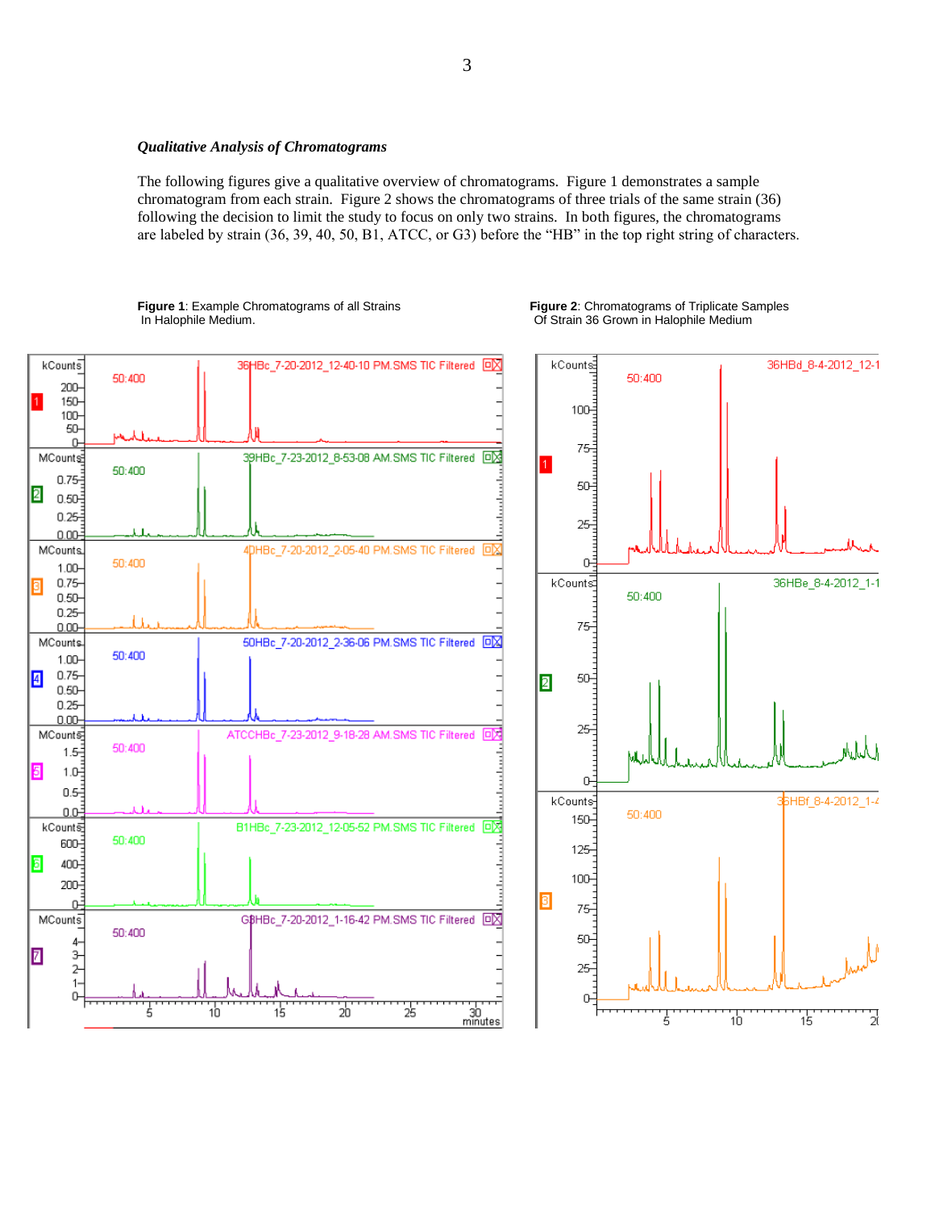***Qualitative Analysis of Chromatograms***

The following figures give a qualitative overview of chromatograms. Figure 1 demonstrates a sample chromatogram from each strain. Figure 2 shows the chromatograms of three trials of the same strain (36) following the decision to limit the study to focus on only two strains. In both figures, the chromatograms are labeled by strain (36, 39, 40, 50, B1, ATCC, or G3) before the "HB" in the top right string of characters.

**Figure 1**: Example Chromatograms of all Strains In Halophile Medium.

**Figure 2**: Chromatograms of Triplicate Samples Of Strain 36 Grown in Halophile Medium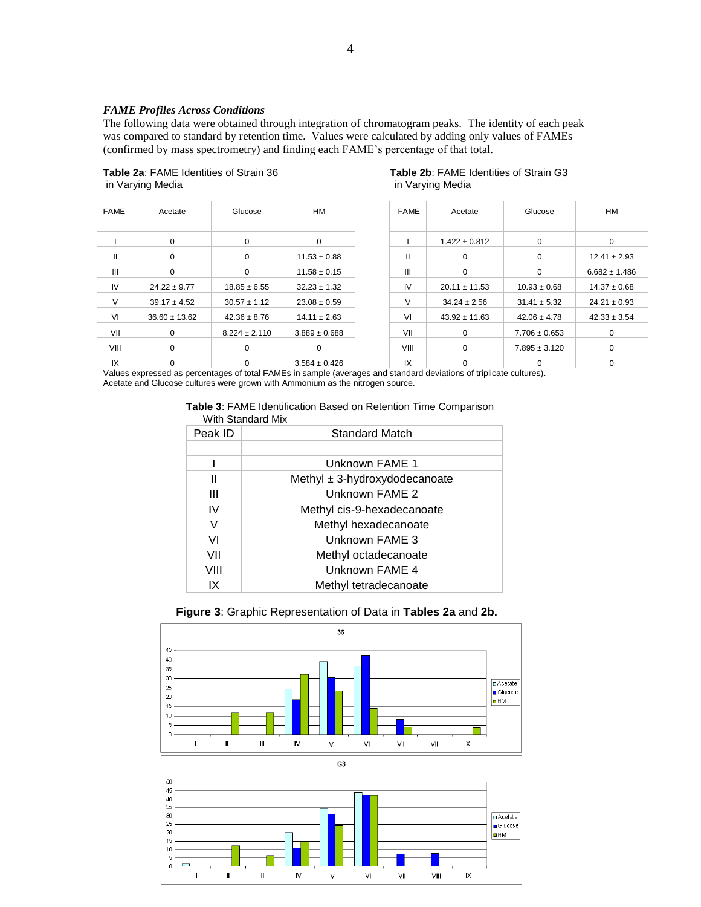*FAME Profiles Across Conditions*

The following data were obtained through integration of chromatogram peaks. The identity of each peak was compared to standard by retention time. Values were calculated by adding only values of FAMEs (confirmed by mass spectrometry) and finding each FAME's percentage of that total.

**Table 2a**: FAME Identities of Strain 36 in Varying Media

| FAME | Acetate | Glucose | HM |
|---|---|---|---|
| I | 0 | 0 | 0 |
| II | 0 | 0 | 11.53 ± 0.88 |
| III | 0 | 0 | 11.58 ± 0.15 |
| IV | 24.22 ± 9.77 | 18.85 ± 6.55 | 32.23 ± 1.32 |
| V | 39.17 ± 4.52 | 30.57 ± 1.12 | 23.08 ± 0.59 |
| VI | 36.60 ± 13.62 | 42.36 ± 8.76 | 14.11 ± 2.63 |
| VII | 0 | 8.224 ± 2.110 | 3.889 ± 0.688 |
| VIII | 0 | 0 | 0 |
| IX | 0 | 0 | 3.584 ± 0.426 |

**Table 2b**: FAME Identities of Strain G3 in Varying Media

| FAME | Acetate | Glucose | HM |
|---|---|---|---|
| I | 1.422 ± 0.812 | 0 | 0 |
| II | 0 | 0 | 12.41 ± 2.93 |
| III | 0 | 0 | 6.682 ± 1.486 |
| IV | 20.11 ± 11.53 | 10.93 ± 0.68 | 14.37 ± 0.68 |
| V | 34.24 ± 2.56 | 31.41 ± 5.32 | 24.21 ± 0.93 |
| VI | 43.92 ± 11.63 | 42.06 ± 4.78 | 42.33 ± 3.54 |
| VII | 0 | 7.706 ± 0.653 | 0 |
| VIII | 0 | 7.895 ± 3.120 | 0 |
| IX | 0 | 0 | 0 |

Values expressed as percentages of total FAMEs in sample (averages and standard deviations of triplicate cultures).
Acetate and Glucose cultures were grown with Ammonium as the nitrogen source.

**Table 3**: FAME Identification Based on Retention Time Comparison With Standard Mix

| Peak ID | Standard Match |
|---|---|
| I | Unknown FAME 1 |
| II | Methyl ± 3-hydroxydodecanoate |
| III | Unknown FAME 2 |
| IV | Methyl cis-9-hexadecanoate |
| V | Methyl hexadecanoate |
| VI | Unknown FAME 3 |
| VII | Methyl octadecanoate |
| VIII | Unknown FAME 4 |
| IX | Methyl tetradecanoate |

**Figure 3**: Graphic Representation of Data in **Tables 2a** and **2b.**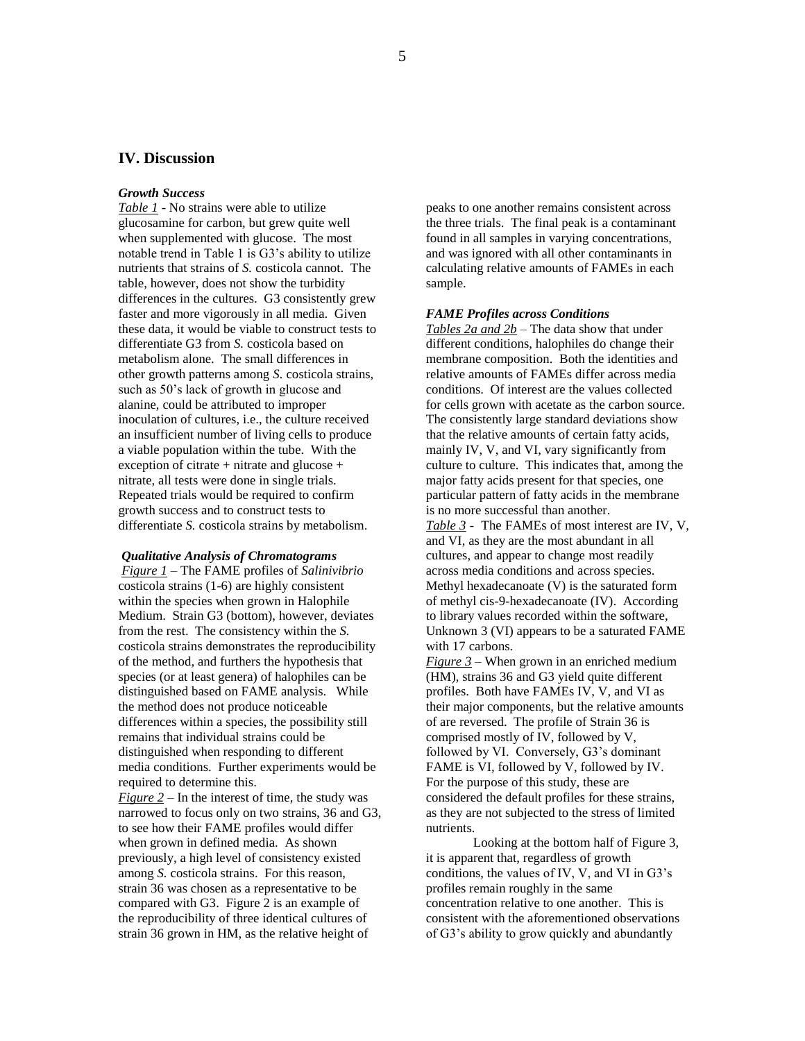## IV. Discussion

### *Growth Success*

*Table 1* - No strains were able to utilize glucosamine for carbon, but grew quite well when supplemented with glucose. The most notable trend in Table 1 is G3's ability to utilize nutrients that strains of *S.* costicola cannot. The table, however, does not show the turbidity differences in the cultures. G3 consistently grew faster and more vigorously in all media. Given these data, it would be viable to construct tests to differentiate G3 from *S.* costicola based on metabolism alone. The small differences in other growth patterns among *S.* costicola strains, such as 50's lack of growth in glucose and alanine, could be attributed to improper inoculation of cultures, i.e., the culture received an insufficient number of living cells to produce a viable population within the tube. With the exception of citrate + nitrate and glucose + nitrate, all tests were done in single trials. Repeated trials would be required to confirm growth success and to construct tests to differentiate *S.* costicola strains by metabolism.

### *Qualitative Analysis of Chromatograms*

*Figure 1* – The FAME profiles of *Salinivibrio* costicola strains (1-6) are highly consistent within the species when grown in Halophile Medium. Strain G3 (bottom), however, deviates from the rest. The consistency within the *S.* costicola strains demonstrates the reproducibility of the method, and furthers the hypothesis that species (or at least genera) of halophiles can be distinguished based on FAME analysis. While the method does not produce noticeable differences within a species, the possibility still remains that individual strains could be distinguished when responding to different media conditions. Further experiments would be required to determine this.

*Figure 2* – In the interest of time, the study was narrowed to focus only on two strains, 36 and G3, to see how their FAME profiles would differ when grown in defined media. As shown previously, a high level of consistency existed among *S.* costicola strains. For this reason, strain 36 was chosen as a representative to be compared with G3. Figure 2 is an example of the reproducibility of three identical cultures of strain 36 grown in HM, as the relative height of peaks to one another remains consistent across the three trials. The final peak is a contaminant found in all samples in varying concentrations, and was ignored with all other contaminants in calculating relative amounts of FAMEs in each sample.

### *FAME Profiles across Conditions*

*Tables 2a and 2b* – The data show that under different conditions, halophiles do change their membrane composition. Both the identities and relative amounts of FAMEs differ across media conditions. Of interest are the values collected for cells grown with acetate as the carbon source. The consistently large standard deviations show that the relative amounts of certain fatty acids, mainly IV, V, and VI, vary significantly from culture to culture. This indicates that, among the major fatty acids present for that species, one particular pattern of fatty acids in the membrane is no more successful than another.

*Table 3* - The FAMEs of most interest are IV, V, and VI, as they are the most abundant in all cultures, and appear to change most readily across media conditions and across species. Methyl hexadecanoate (V) is the saturated form of methyl cis-9-hexadecanoate (IV). According to library values recorded within the software, Unknown 3 (VI) appears to be a saturated FAME with 17 carbons.

*Figure 3* – When grown in an enriched medium (HM), strains 36 and G3 yield quite different profiles. Both have FAMEs IV, V, and VI as their major components, but the relative amounts of are reversed. The profile of Strain 36 is comprised mostly of IV, followed by V, followed by VI. Conversely, G3's dominant FAME is VI, followed by V, followed by IV. For the purpose of this study, these are considered the default profiles for these strains, as they are not subjected to the stress of limited nutrients.

Looking at the bottom half of Figure 3, it is apparent that, regardless of growth conditions, the values of IV, V, and VI in G3's profiles remain roughly in the same concentration relative to one another. This is consistent with the aforementioned observations of G3's ability to grow quickly and abundantly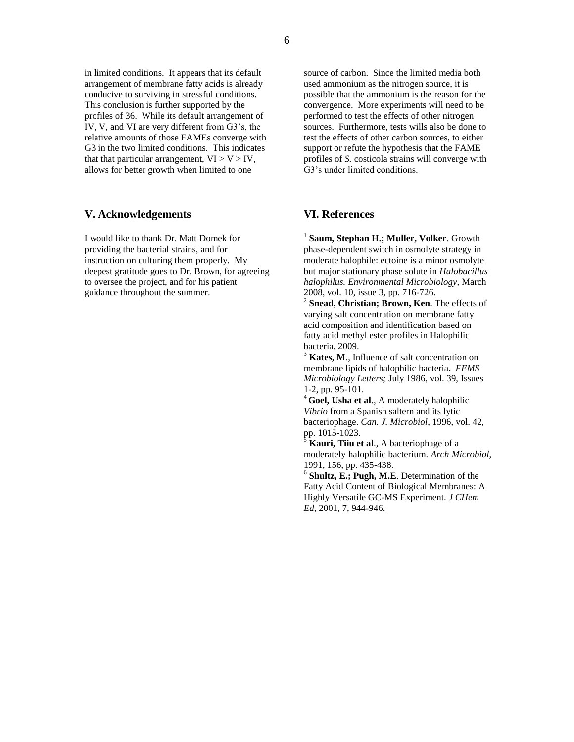in limited conditions. It appears that its default arrangement of membrane fatty acids is already conducive to surviving in stressful conditions. This conclusion is further supported by the profiles of 36. While its default arrangement of IV, V, and VI are very different from G3's, the relative amounts of those FAMEs converge with G3 in the two limited conditions. This indicates that that particular arrangement, VI > V > IV, allows for better growth when limited to one source of carbon. Since the limited media both used ammonium as the nitrogen source, it is possible that the ammonium is the reason for the convergence. More experiments will need to be performed to test the effects of other nitrogen sources. Furthermore, tests wills also be done to test the effects of other carbon sources, to either support or refute the hypothesis that the FAME profiles of *S.* costicola strains will converge with G3's under limited conditions.

## V. Acknowledgements

I would like to thank Dr. Matt Domek for providing the bacterial strains, and for instruction on culturing them properly. My deepest gratitude goes to Dr. Brown, for agreeing to oversee the project, and for his patient guidance throughout the summer.

## VI. References

[1] **Saum, Stephan H.; Muller, Volker**. Growth phase-dependent switch in osmolyte strategy in moderate halophile: ectoine is a minor osmolyte but major stationary phase solute in *Halobacillus halophilus. Environmental Microbiology*, March 2008, vol. 10, issue 3, pp. 716-726.

[2] **Snead, Christian; Brown, Ken**. The effects of varying salt concentration on membrane fatty acid composition and identification based on fatty acid methyl ester profiles in Halophilic bacteria. 2009.

[3] **Kates, M**., Influence of salt concentration on membrane lipids of halophilic bacteria**.** *FEMS Microbiology Letters;* July 1986, vol. 39, Issues 1-2, pp. 95-101.

[4] **Goel, Usha et al**., A moderately halophilic *Vibrio* from a Spanish saltern and its lytic bacteriophage. *Can. J. Microbiol*, 1996, vol. 42, pp. 1015-1023.

[5] **Kauri, Tiiu et al**., A bacteriophage of a moderately halophilic bacterium. *Arch Microbiol*, 1991, 156, pp. 435-438.

[6] **Shultz, E.; Pugh, M.E**. Determination of the Fatty Acid Content of Biological Membranes: A Highly Versatile GC-MS Experiment. *J CHem Ed*, 2001, 7, 944-946.